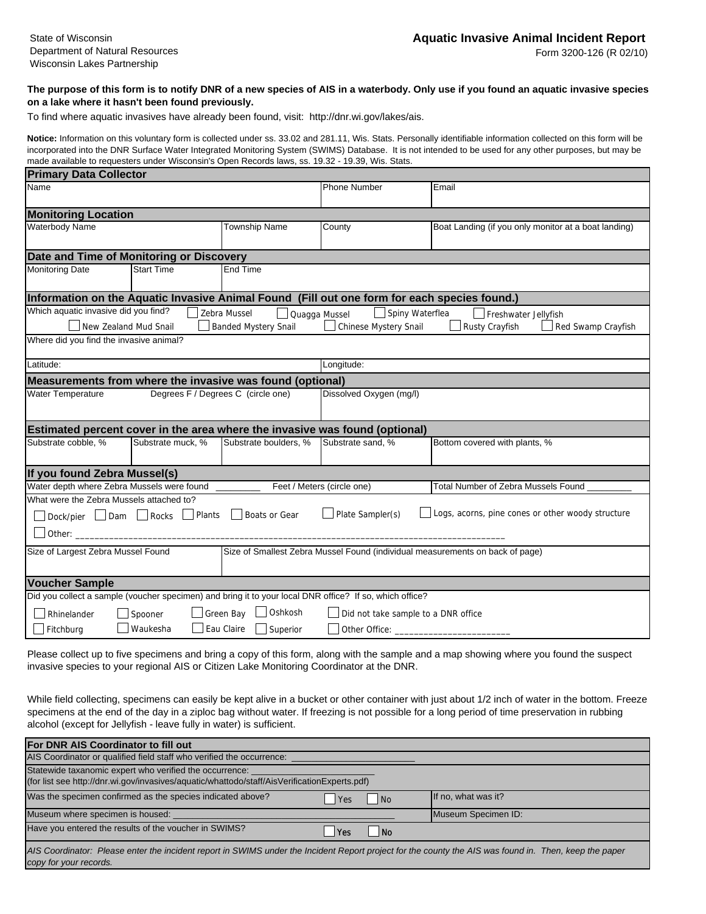State of Wisconsin
Department of Natural Resources
Wisconsin Lakes Partnership

# Aquatic Invasive Animal Incident Report

Form 3200-126 (R 02/10)

**The purpose of this form is to notify DNR of a new species of AIS in a waterbody. Only use if you found an aquatic invasive species on a lake where it hasn't been found previously.**

To find where aquatic invasives have already been found, visit: http://dnr.wi.gov/lakes/ais.

**Notice:** Information on this voluntary form is collected under ss. 33.02 and 281.11, Wis. Stats. Personally identifiable information collected on this form will be incorporated into the DNR Surface Water Integrated Monitoring System (SWIMS) Database. It is not intended to be used for any other purposes, but may be made available to requesters under Wisconsin's Open Records laws, ss. 19.32 - 19.39, Wis. Stats.

## Primary Data Collector

| Name | Phone Number | Email |
|---|---|---|
| | | |

## Monitoring Location

| Waterbody Name | Township Name | County | Boat Landing (if you only monitor at a boat landing) |
|---|---|---|---|
| | | | |

## Date and Time of Monitoring or Discovery

| Monitoring Date | Start Time | End Time |
|---|---|---|
| | | |

## Information on the Aquatic Invasive Animal Found (Fill out one form for each species found.)

Which aquatic invasive did you find?

- ☐ Zebra Mussel
- ☐ Quagga Mussel
- ☐ Spiny Waterflea
- ☐ Freshwater Jellyfish
- ☐ New Zealand Mud Snail
- ☐ Banded Mystery Snail
- ☐ Chinese Mystery Snail
- ☐ Rusty Crayfish
- ☐ Red Swamp Crayfish

Where did you find the invasive animal?

| Latitude: | Longitude: |
|---|---|
| | |

## Measurements from where the invasive was found (optional)

| Water Temperature Degrees F / Degrees C (circle one) | Dissolved Oxygen (mg/l) |
|---|---|
| | |

## Estimated percent cover in the area where the invasive was found (optional)

| Substrate cobble, % | Substrate muck, % | Substrate boulders, % | Substrate sand, % | Bottom covered with plants, % |
|---|---|---|---|---|
| | | | | |

## If you found Zebra Mussel(s)

Water depth where Zebra Mussels were found _________ Feet / Meters (circle one) Total Number of Zebra Mussels Found _________

What were the Zebra Mussels attached to?

- ☐ Dock/pier
- ☐ Dam
- ☐ Rocks
- ☐ Plants
- ☐ Boats or Gear
- ☐ Plate Sampler(s)
- ☐ Logs, acorns, pine cones or other woody structure
- ☐ Other: ____________________________________________________________________________________

| Size of Largest Zebra Mussel Found | Size of Smallest Zebra Mussel Found (individual measurements on back of page) |
|---|---|
| | |

## Voucher Sample

Did you collect a sample (voucher specimen) and bring it to your local DNR office? If so, which office?

- ☐ Rhinelander
- ☐ Spooner
- ☐ Green Bay
- ☐ Oshkosh
- ☐ Did not take sample to a DNR office
- ☐ Fitchburg
- ☐ Waukesha
- ☐ Eau Claire
- ☐ Superior
- ☐ Other Office: _______________________

Please collect up to five specimens and bring a copy of this form, along with the sample and a map showing where you found the suspect invasive species to your regional AIS or Citizen Lake Monitoring Coordinator at the DNR.

While field collecting, specimens can easily be kept alive in a bucket or other container with just about 1/2 inch of water in the bottom. Freeze specimens at the end of the day in a ziploc bag without water. If freezing is not possible for a long period of time preservation in rubbing alcohol (except for Jellyfish - leave fully in water) is sufficient.

## For DNR AIS Coordinator to fill out

AIS Coordinator or qualified field staff who verified the occurrence: ________________________

Statewide taxanomic expert who verified the occurrence: ________________________
(for list see http://dnr.wi.gov/invasives/aquatic/whattodo/staff/AisVerificationExperts.pdf)

Was the specimen confirmed as the species indicated above? ☐ Yes ☐ No — If no, what was it?

Museum where specimen is housed: ____________________________________________ Museum Specimen ID:

Have you entered the results of the voucher in SWIMS? ☐ Yes ☐ No

*AIS Coordinator: Please enter the incident report in SWIMS under the Incident Report project for the county the AIS was found in. Then, keep the paper copy for your records.*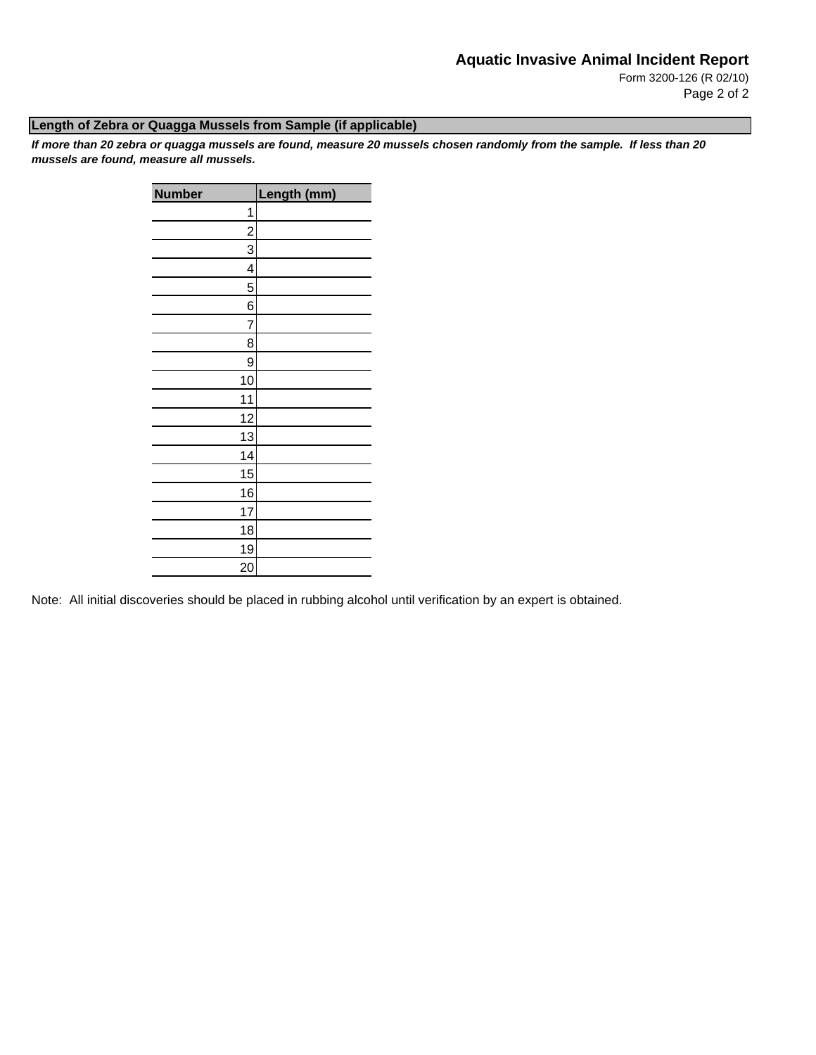## Length of Zebra or Quagga Mussels from Sample (if applicable)

***If more than 20 zebra or quagga mussels are found, measure 20 mussels chosen randomly from the sample. If less than 20 mussels are found, measure all mussels.***

| Number | Length (mm) |
|---|---|
| 1 | |
| 2 | |
| 3 | |
| 4 | |
| 5 | |
| 6 | |
| 7 | |
| 8 | |
| 9 | |
| 10 | |
| 11 | |
| 12 | |
| 13 | |
| 14 | |
| 15 | |
| 16 | |
| 17 | |
| 18 | |
| 19 | |
| 20 | |

Note: All initial discoveries should be placed in rubbing alcohol until verification by an expert is obtained.